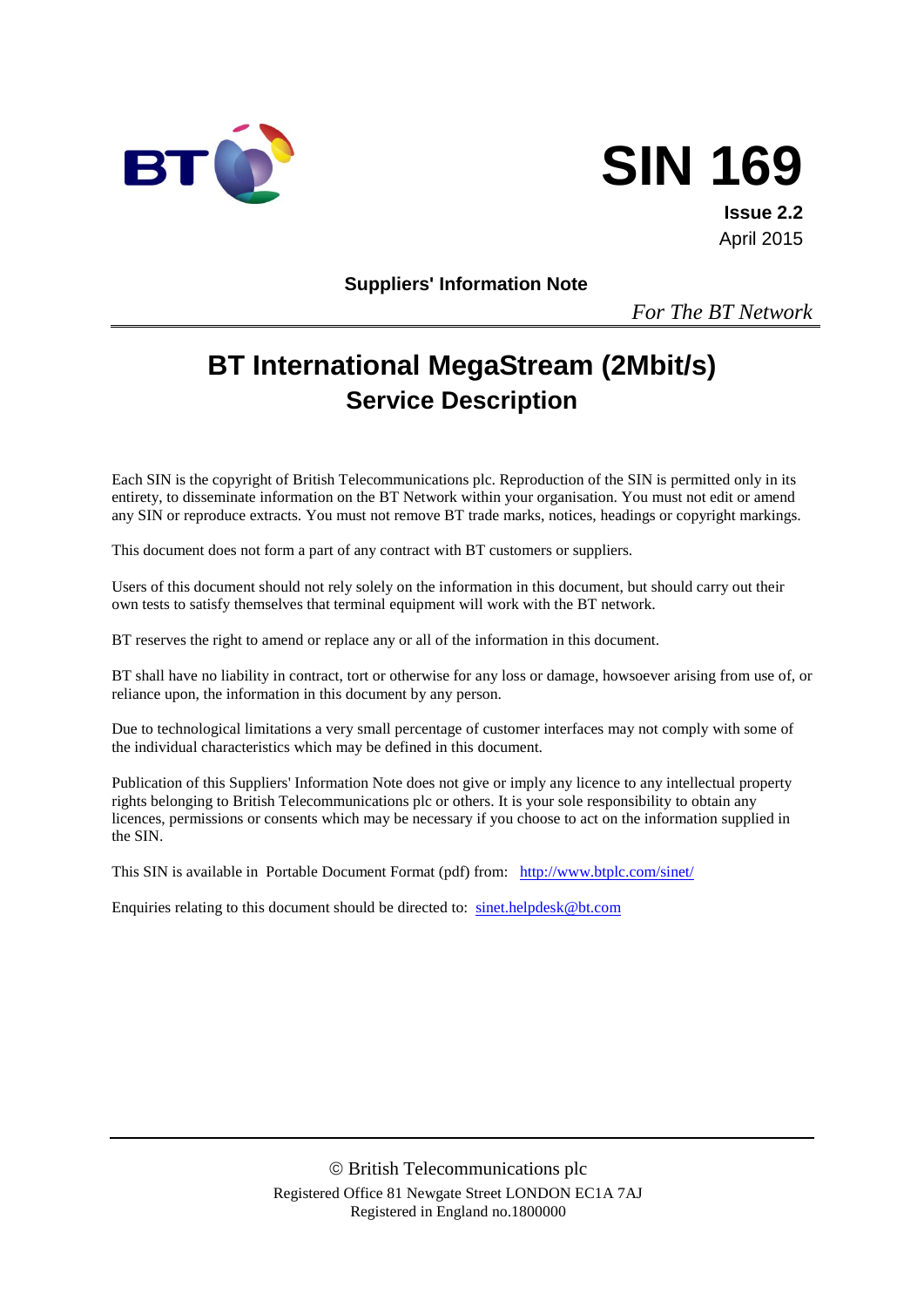BT

# SIN 169

**Issue 2.2**
April 2015

**Suppliers' Information Note**

*For The BT Network*

# BT International MegaStream (2Mbit/s)
## Service Description

Each SIN is the copyright of British Telecommunications plc. Reproduction of the SIN is permitted only in its entirety, to disseminate information on the BT Network within your organisation. You must not edit or amend any SIN or reproduce extracts. You must not remove BT trade marks, notices, headings or copyright markings.

This document does not form a part of any contract with BT customers or suppliers.

Users of this document should not rely solely on the information in this document, but should carry out their own tests to satisfy themselves that terminal equipment will work with the BT network.

BT reserves the right to amend or replace any or all of the information in this document.

BT shall have no liability in contract, tort or otherwise for any loss or damage, howsoever arising from use of, or reliance upon, the information in this document by any person.

Due to technological limitations a very small percentage of customer interfaces may not comply with some of the individual characteristics which may be defined in this document.

Publication of this Suppliers' Information Note does not give or imply any licence to any intellectual property rights belonging to British Telecommunications plc or others. It is your sole responsibility to obtain any licences, permissions or consents which may be necessary if you choose to act on the information supplied in the SIN.

This SIN is available in Portable Document Format (pdf) from: http://www.btplc.com/sinet/

Enquiries relating to this document should be directed to: sinet.helpdesk@bt.com

© British Telecommunications plc
Registered Office 81 Newgate Street LONDON EC1A 7AJ
Registered in England no.1800000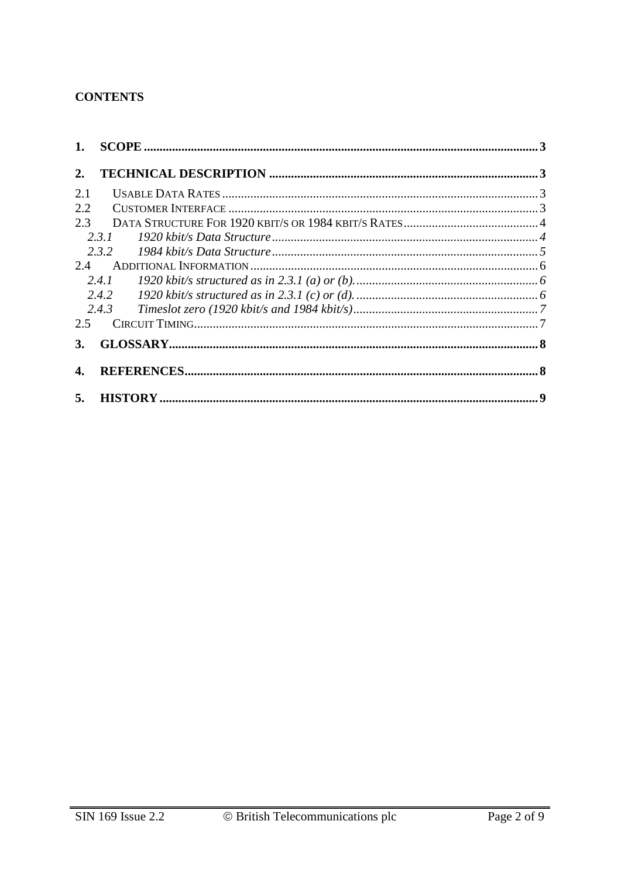**CONTENTS**

**1. SCOPE** ..... 3

**2. TECHNICAL DESCRIPTION** ..... 3

2.1 USABLE DATA RATES ..... 3
2.2 CUSTOMER INTERFACE ..... 3
2.3 DATA STRUCTURE FOR 1920 KBIT/S OR 1984 KBIT/S RATES ..... 4
*2.3.1 1920 kbit/s Data Structure* ..... 4
*2.3.2 1984 kbit/s Data Structure* ..... 5
2.4 ADDITIONAL INFORMATION ..... 6
*2.4.1 1920 kbit/s structured as in 2.3.1 (a) or (b).* ..... 6
*2.4.2 1920 kbit/s structured as in 2.3.1 (c) or (d).* ..... 6
*2.4.3 Timeslot zero (1920 kbit/s and 1984 kbit/s)* ..... 7
2.5 CIRCUIT TIMING ..... 7

**3. GLOSSARY** ..... 8

**4. REFERENCES** ..... 8

**5. HISTORY** ..... 9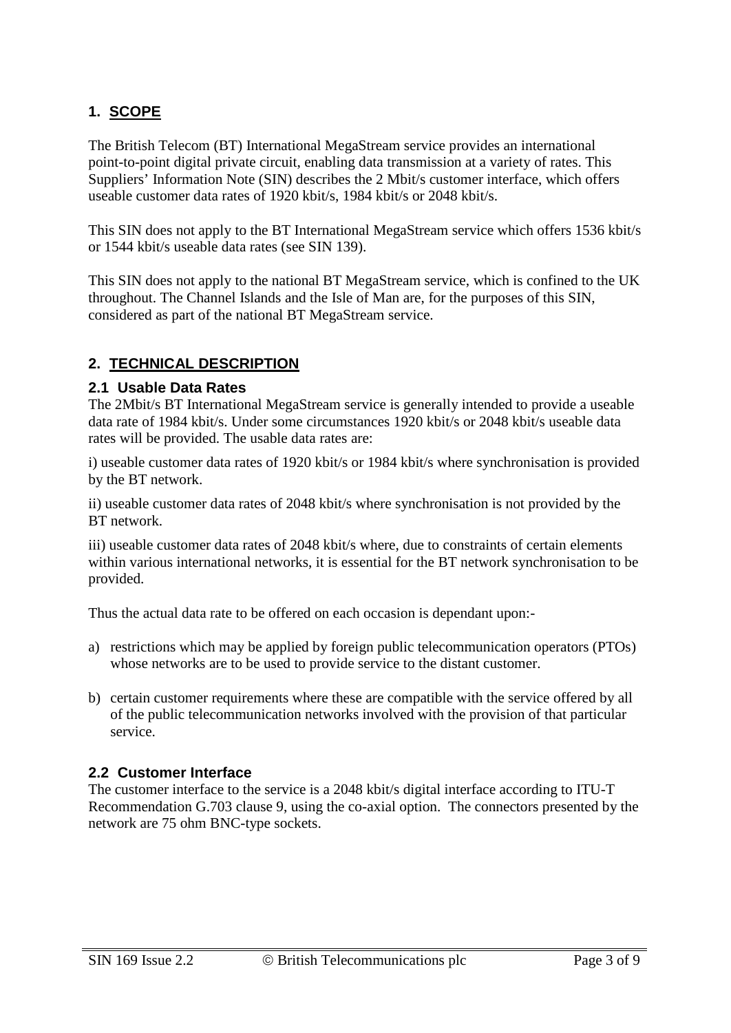## 1. SCOPE

The British Telecom (BT) International MegaStream service provides an international point-to-point digital private circuit, enabling data transmission at a variety of rates. This Suppliers' Information Note (SIN) describes the 2 Mbit/s customer interface, which offers useable customer data rates of 1920 kbit/s, 1984 kbit/s or 2048 kbit/s.

This SIN does not apply to the BT International MegaStream service which offers 1536 kbit/s or 1544 kbit/s useable data rates (see SIN 139).

This SIN does not apply to the national BT MegaStream service, which is confined to the UK throughout. The Channel Islands and the Isle of Man are, for the purposes of this SIN, considered as part of the national BT MegaStream service.

## 2. TECHNICAL DESCRIPTION

### 2.1 Usable Data Rates

The 2Mbit/s BT International MegaStream service is generally intended to provide a useable data rate of 1984 kbit/s. Under some circumstances 1920 kbit/s or 2048 kbit/s useable data rates will be provided. The usable data rates are:

i) useable customer data rates of 1920 kbit/s or 1984 kbit/s where synchronisation is provided by the BT network.

ii) useable customer data rates of 2048 kbit/s where synchronisation is not provided by the BT network.

iii) useable customer data rates of 2048 kbit/s where, due to constraints of certain elements within various international networks, it is essential for the BT network synchronisation to be provided.

Thus the actual data rate to be offered on each occasion is dependant upon:-

a) restrictions which may be applied by foreign public telecommunication operators (PTOs) whose networks are to be used to provide service to the distant customer.

b) certain customer requirements where these are compatible with the service offered by all of the public telecommunication networks involved with the provision of that particular service.

### 2.2 Customer Interface

The customer interface to the service is a 2048 kbit/s digital interface according to ITU-T Recommendation G.703 clause 9, using the co-axial option. The connectors presented by the network are 75 ohm BNC-type sockets.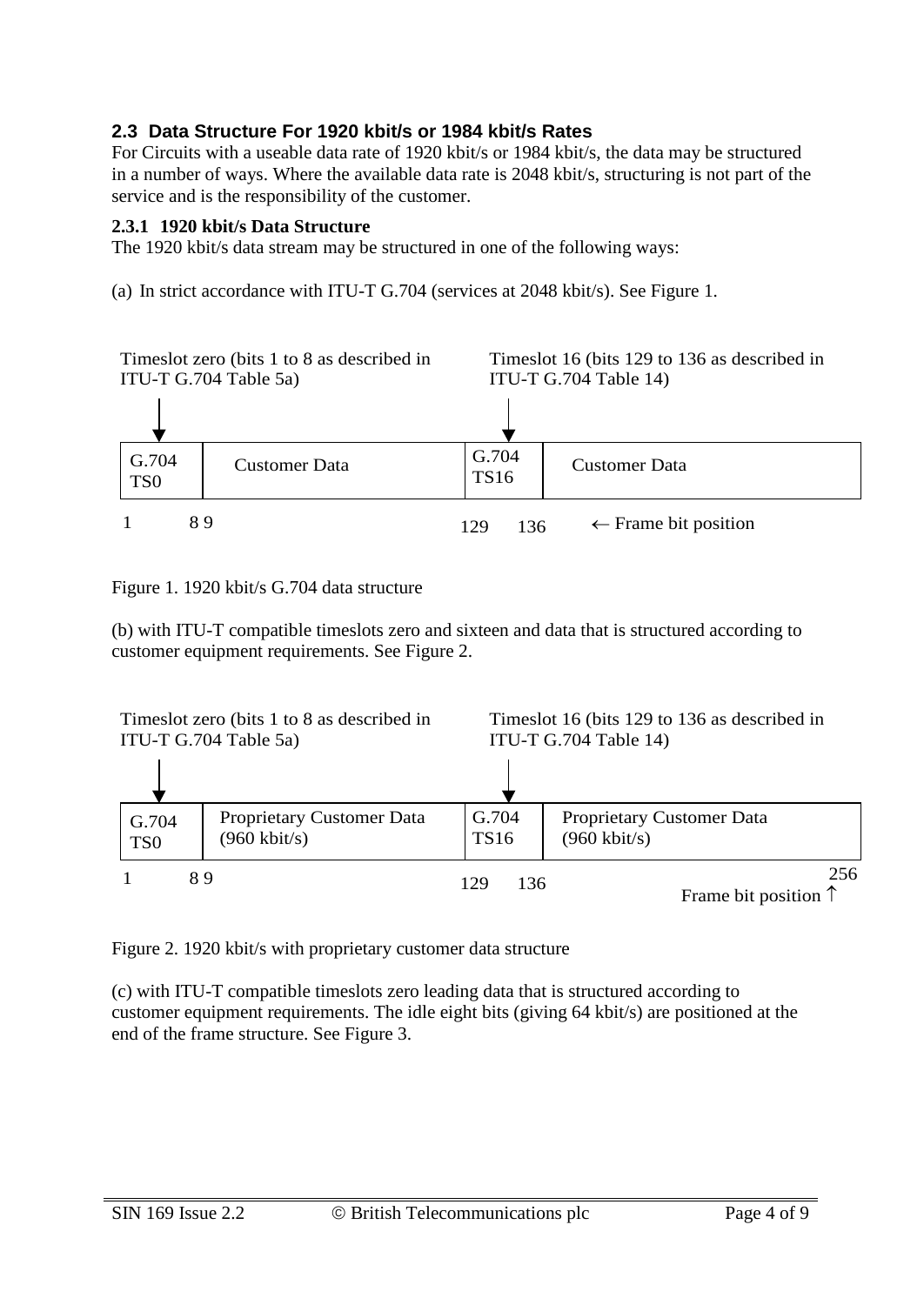### 2.3 Data Structure For 1920 kbit/s or 1984 kbit/s Rates

For Circuits with a useable data rate of 1920 kbit/s or 1984 kbit/s, the data may be structured in a number of ways. Where the available data rate is 2048 kbit/s, structuring is not part of the service and is the responsibility of the customer.

#### 2.3.1 1920 kbit/s Data Structure

The 1920 kbit/s data stream may be structured in one of the following ways:

(a) In strict accordance with ITU-T G.704 (services at 2048 kbit/s). See Figure 1.

Timeslot zero (bits 1 to 8 as described in ITU-T G.704 Table 5a)

Timeslot 16 (bits 129 to 136 as described in ITU-T G.704 Table 14)

| G.704 TS0 | Customer Data | G.704 TS16 | Customer Data |
|---|---|---|---|
| 1 8 | 9 | 129 136 | ← Frame bit position |

Figure 1. 1920 kbit/s G.704 data structure

(b) with ITU-T compatible timeslots zero and sixteen and data that is structured according to customer equipment requirements. See Figure 2.

Timeslot zero (bits 1 to 8 as described in ITU-T G.704 Table 5a)

Timeslot 16 (bits 129 to 136 as described in ITU-T G.704 Table 14)

| G.704 TS0 | Proprietary Customer Data (960 kbit/s) | G.704 TS16 | Proprietary Customer Data (960 kbit/s) |
|---|---|---|---|
| 1 8 | 9 | 129 136 | 256 Frame bit position ↑ |

Figure 2. 1920 kbit/s with proprietary customer data structure

(c) with ITU-T compatible timeslots zero leading data that is structured according to customer equipment requirements. The idle eight bits (giving 64 kbit/s) are positioned at the end of the frame structure. See Figure 3.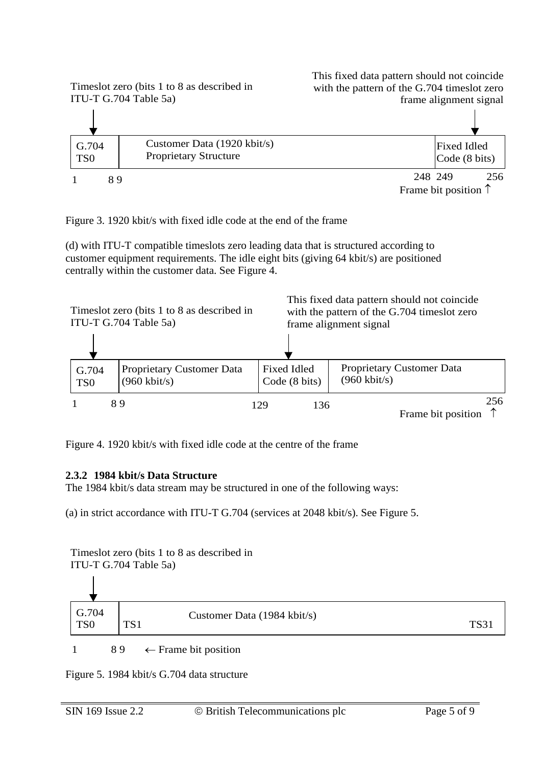Timeslot zero (bits 1 to 8 as described in ITU-T G.704 Table 5a)

This fixed data pattern should not coincide with the pattern of the G.704 timeslot zero frame alignment signal

| G.704 TS0 | Customer Data (1920 kbit/s) Proprietary Structure | Fixed Idled Code (8 bits) |
|---|---|---|
| 1 8 | 9 248 | 249 256 |

Frame bit position ↑

Figure 3. 1920 kbit/s with fixed idle code at the end of the frame

(d) with ITU-T compatible timeslots zero leading data that is structured according to customer equipment requirements. The idle eight bits (giving 64 kbit/s) are positioned centrally within the customer data. See Figure 4.

Timeslot zero (bits 1 to 8 as described in ITU-T G.704 Table 5a)

This fixed data pattern should not coincide with the pattern of the G.704 timeslot zero frame alignment signal

| G.704 TS0 | Proprietary Customer Data (960 kbit/s) | Fixed Idled Code (8 bits) | Proprietary Customer Data (960 kbit/s) |
|---|---|---|---|
| 1 8 | 9 | 129 136 | 256 |

Frame bit position ↑

Figure 4. 1920 kbit/s with fixed idle code at the centre of the frame

**2.3.2 1984 kbit/s Data Structure**

The 1984 kbit/s data stream may be structured in one of the following ways:

(a) in strict accordance with ITU-T G.704 (services at 2048 kbit/s). See Figure 5.

Timeslot zero (bits 1 to 8 as described in ITU-T G.704 Table 5a)

| G.704 TS0 | TS1 Customer Data (1984 kbit/s) TS31 |
|---|---|
| 1 8 | 9 ← Frame bit position |

Figure 5. 1984 kbit/s G.704 data structure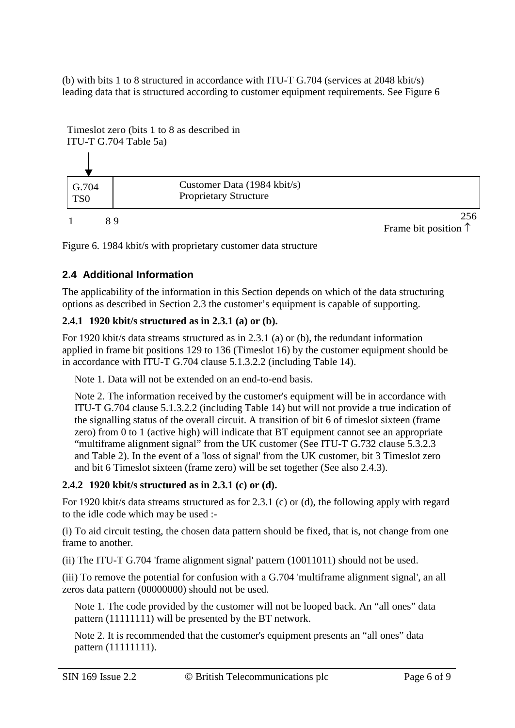(b) with bits 1 to 8 structured in accordance with ITU-T G.704 (services at 2048 kbit/s) leading data that is structured according to customer equipment requirements. See Figure 6

Timeslot zero (bits 1 to 8 as described in ITU-T G.704 Table 5a)

| G.704 TS0 | Customer Data (1984 kbit/s) Proprietary Structure |
|---|---|
| 1 8 | 9 256 |

Frame bit position ↑

Figure 6. 1984 kbit/s with proprietary customer data structure

### 2.4 Additional Information

The applicability of the information in this Section depends on which of the data structuring options as described in Section 2.3 the customer's equipment is capable of supporting.

#### 2.4.1 1920 kbit/s structured as in 2.3.1 (a) or (b).

For 1920 kbit/s data streams structured as in 2.3.1 (a) or (b), the redundant information applied in frame bit positions 129 to 136 (Timeslot 16) by the customer equipment should be in accordance with ITU-T G.704 clause 5.1.3.2.2 (including Table 14).

Note 1. Data will not be extended on an end-to-end basis.

Note 2. The information received by the customer's equipment will be in accordance with ITU-T G.704 clause 5.1.3.2.2 (including Table 14) but will not provide a true indication of the signalling status of the overall circuit. A transition of bit 6 of timeslot sixteen (frame zero) from 0 to 1 (active high) will indicate that BT equipment cannot see an appropriate "multiframe alignment signal" from the UK customer (See ITU-T G.732 clause 5.3.2.3 and Table 2). In the event of a 'loss of signal' from the UK customer, bit 3 Timeslot zero and bit 6 Timeslot sixteen (frame zero) will be set together (See also 2.4.3).

#### 2.4.2 1920 kbit/s structured as in 2.3.1 (c) or (d).

For 1920 kbit/s data streams structured as for 2.3.1 (c) or (d), the following apply with regard to the idle code which may be used :-

(i) To aid circuit testing, the chosen data pattern should be fixed, that is, not change from one frame to another.

(ii) The ITU-T G.704 'frame alignment signal' pattern (10011011) should not be used.

(iii) To remove the potential for confusion with a G.704 'multiframe alignment signal', an all zeros data pattern (00000000) should not be used.

Note 1. The code provided by the customer will not be looped back. An "all ones" data pattern (11111111) will be presented by the BT network.

Note 2. It is recommended that the customer's equipment presents an "all ones" data pattern (11111111).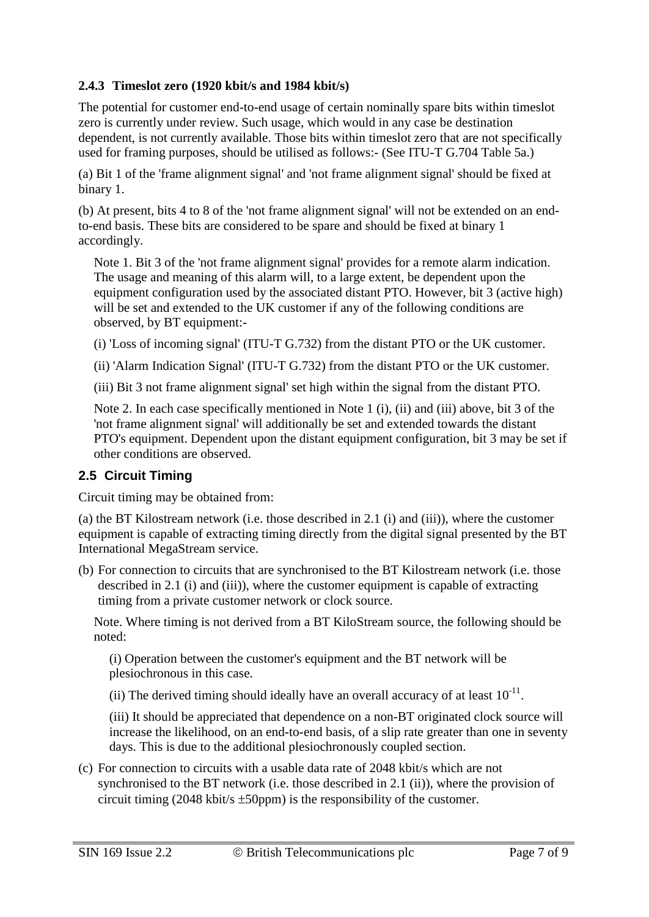### 2.4.3 Timeslot zero (1920 kbit/s and 1984 kbit/s)

The potential for customer end-to-end usage of certain nominally spare bits within timeslot zero is currently under review. Such usage, which would in any case be destination dependent, is not currently available. Those bits within timeslot zero that are not specifically used for framing purposes, should be utilised as follows:- (See ITU-T G.704 Table 5a.)

(a) Bit 1 of the 'frame alignment signal' and 'not frame alignment signal' should be fixed at binary 1.

(b) At present, bits 4 to 8 of the 'not frame alignment signal' will not be extended on an end-to-end basis. These bits are considered to be spare and should be fixed at binary 1 accordingly.

Note 1. Bit 3 of the 'not frame alignment signal' provides for a remote alarm indication. The usage and meaning of this alarm will, to a large extent, be dependent upon the equipment configuration used by the associated distant PTO. However, bit 3 (active high) will be set and extended to the UK customer if any of the following conditions are observed, by BT equipment:-

(i) 'Loss of incoming signal' (ITU-T G.732) from the distant PTO or the UK customer.

(ii) 'Alarm Indication Signal' (ITU-T G.732) from the distant PTO or the UK customer.

(iii) Bit 3 not frame alignment signal' set high within the signal from the distant PTO.

Note 2. In each case specifically mentioned in Note 1 (i), (ii) and (iii) above, bit 3 of the 'not frame alignment signal' will additionally be set and extended towards the distant PTO's equipment. Dependent upon the distant equipment configuration, bit 3 may be set if other conditions are observed.

## 2.5 Circuit Timing

Circuit timing may be obtained from:

(a) the BT Kilostream network (i.e. those described in 2.1 (i) and (iii)), where the customer equipment is capable of extracting timing directly from the digital signal presented by the BT International MegaStream service.

(b) For connection to circuits that are synchronised to the BT Kilostream network (i.e. those described in 2.1 (i) and (iii)), where the customer equipment is capable of extracting timing from a private customer network or clock source.

Note. Where timing is not derived from a BT KiloStream source, the following should be noted:

(i) Operation between the customer's equipment and the BT network will be plesiochronous in this case.

(ii) The derived timing should ideally have an overall accuracy of at least $10^{-11}$.

(iii) It should be appreciated that dependence on a non-BT originated clock source will increase the likelihood, on an end-to-end basis, of a slip rate greater than one in seventy days. This is due to the additional plesiochronously coupled section.

(c) For connection to circuits with a usable data rate of 2048 kbit/s which are not synchronised to the BT network (i.e. those described in 2.1 (ii)), where the provision of circuit timing (2048 kbit/s ±50ppm) is the responsibility of the customer.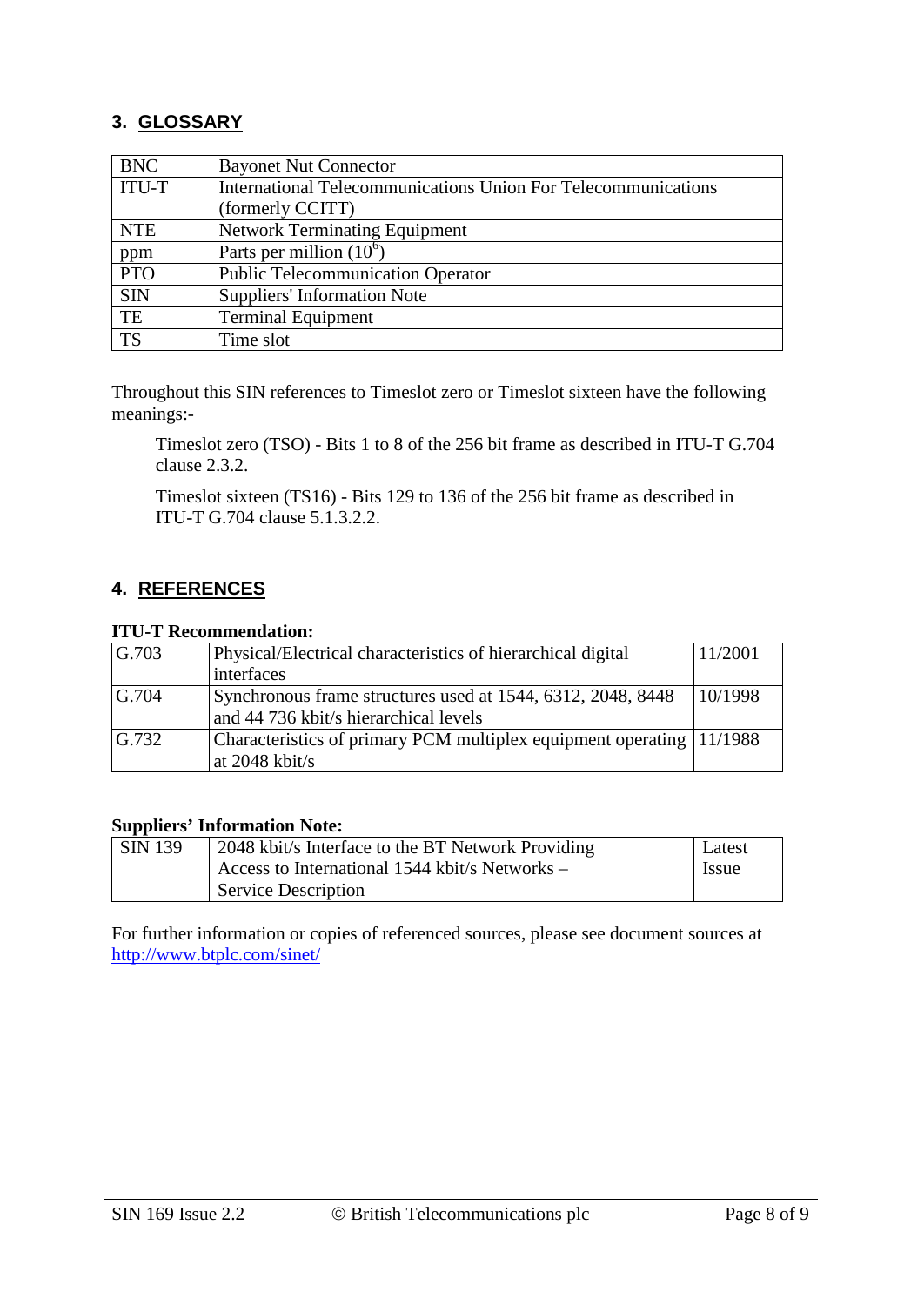## 3. GLOSSARY

| | |
|---|---|
| BNC | Bayonet Nut Connector |
| ITU-T | International Telecommunications Union For Telecommunications (formerly CCITT) |
| NTE | Network Terminating Equipment |
| ppm | Parts per million ($10^6$) |
| PTO | Public Telecommunication Operator |
| SIN | Suppliers' Information Note |
| TE | Terminal Equipment |
| TS | Time slot |

Throughout this SIN references to Timeslot zero or Timeslot sixteen have the following meanings:-

Timeslot zero (TSO) - Bits 1 to 8 of the 256 bit frame as described in ITU-T G.704 clause 2.3.2.

Timeslot sixteen (TS16) - Bits 129 to 136 of the 256 bit frame as described in ITU-T G.704 clause 5.1.3.2.2.

## 4. REFERENCES

**ITU-T Recommendation:**

| | | |
|---|---|---|
| G.703 | Physical/Electrical characteristics of hierarchical digital interfaces | 11/2001 |
| G.704 | Synchronous frame structures used at 1544, 6312, 2048, 8448 and 44 736 kbit/s hierarchical levels | 10/1998 |
| G.732 | Characteristics of primary PCM multiplex equipment operating at 2048 kbit/s | 11/1988 |

**Suppliers' Information Note:**

| | | |
|---|---|---|
| SIN 139 | 2048 kbit/s Interface to the BT Network Providing Access to International 1544 kbit/s Networks – Service Description | Latest Issue |

For further information or copies of referenced sources, please see document sources at http://www.btplc.com/sinet/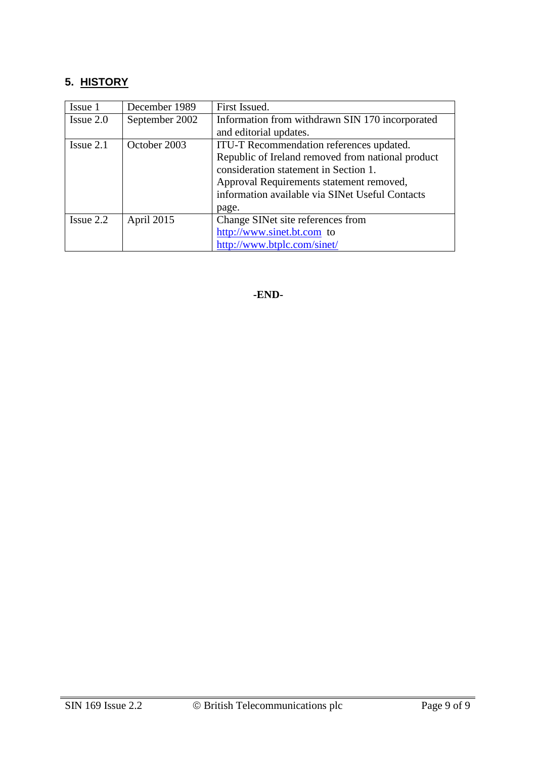## 5. HISTORY

| | | |
|---|---|---|
| Issue 1 | December 1989 | First Issued. |
| Issue 2.0 | September 2002 | Information from withdrawn SIN 170 incorporated and editorial updates. |
| Issue 2.1 | October 2003 | ITU-T Recommendation references updated.<br>Republic of Ireland removed from national product consideration statement in Section 1.<br>Approval Requirements statement removed, information available via SINet Useful Contacts page. |
| Issue 2.2 | April 2015 | Change SINet site references from http://www.sinet.bt.com to http://www.btplc.com/sinet/ |

**-END-**